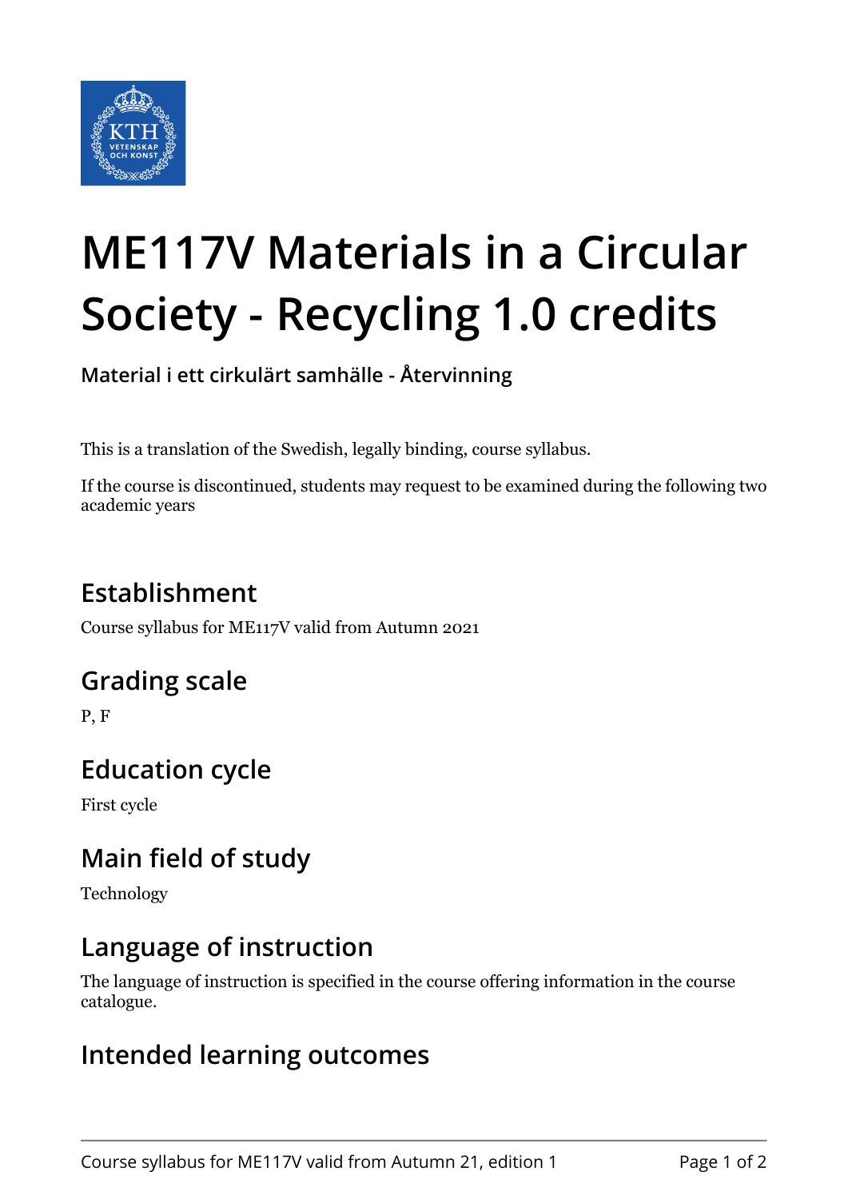# ME117V Materials in a Circular Society - Recycling 1.0 credits

**Material i ett cirkulärt samhälle - Återvinning**

This is a translation of the Swedish, legally binding, course syllabus.

If the course is discontinued, students may request to be examined during the following two academic years

## Establishment

Course syllabus for ME117V valid from Autumn 2021

## Grading scale

P, F

## Education cycle

First cycle

## Main field of study

Technology

## Language of instruction

The language of instruction is specified in the course offering information in the course catalogue.

## Intended learning outcomes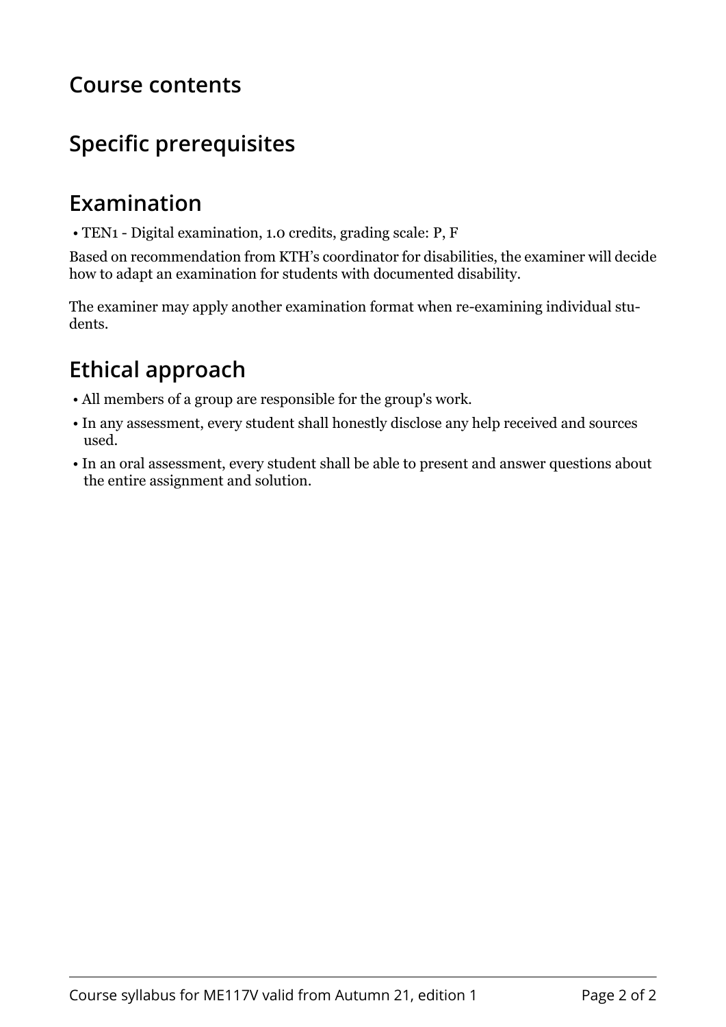## Course contents

## Specific prerequisites

## Examination

- TEN1 - Digital examination, 1.0 credits, grading scale: P, F

Based on recommendation from KTH's coordinator for disabilities, the examiner will decide how to adapt an examination for students with documented disability.

The examiner may apply another examination format when re-examining individual students.

## Ethical approach

- All members of a group are responsible for the group's work.
- In any assessment, every student shall honestly disclose any help received and sources used.
- In an oral assessment, every student shall be able to present and answer questions about the entire assignment and solution.